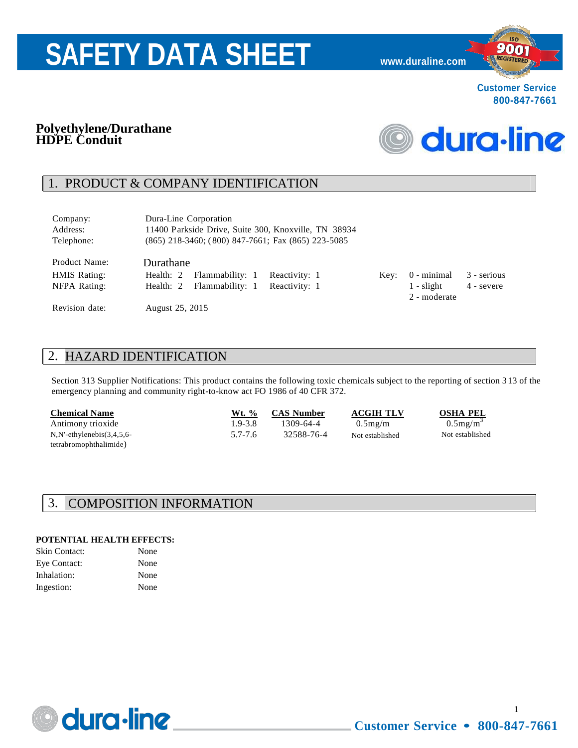# SAFETY DATA SHEET

www.duraline.com

Customer Service
800-847-7661

**Polyethylene/Durathane**
**HDPE Conduit**

## 1. PRODUCT & COMPANY IDENTIFICATION

| | |
|---|---|
| Company: | Dura-Line Corporation |
| Address: | 11400 Parkside Drive, Suite 300, Knoxville, TN 38934 |
| Telephone: | (865) 218-3460; (800) 847-7661; Fax (865) 223-5085 |

| | | | | | | |
|---|---|---|---|---|---|---|
| Product Name: | Durathane | | | | | |
| HMIS Rating: | Health: 2 | Flammability: 1 | Reactivity: 1 | Key: | 0 - minimal | 3 - serious |
| NFPA Rating: | Health: 2 | Flammability: 1 | Reactivity: 1 | | 1 - slight | 4 - severe |
| | | | | | 2 - moderate | |
| Revision date: | August 25, 2015 | | | | | |

## 2. HAZARD IDENTIFICATION

Section 313 Supplier Notifications: This product contains the following toxic chemicals subject to the reporting of section 313 of the emergency planning and community right-to-know act FO 1986 of 40 CFR 372.

| Chemical Name | Wt. % | CAS Number | ACGIH TLV | OSHA PEL |
|---|---|---|---|---|
| Antimony trioxide | 1.9-3.8 | 1309-64-4 | 0.5mg/m | 0.5mg/m$^3$ |
| N,N'-ethylenebis(3,4,5,6-tetrabromophthalimide) | 5.7-7.6 | 32588-76-4 | Not established | Not established |

## 3. COMPOSITION INFORMATION

**POTENTIAL HEALTH EFFECTS:**

| | |
|---|---|
| Skin Contact: | None |
| Eye Contact: | None |
| Inhalation: | None |
| Ingestion: | None |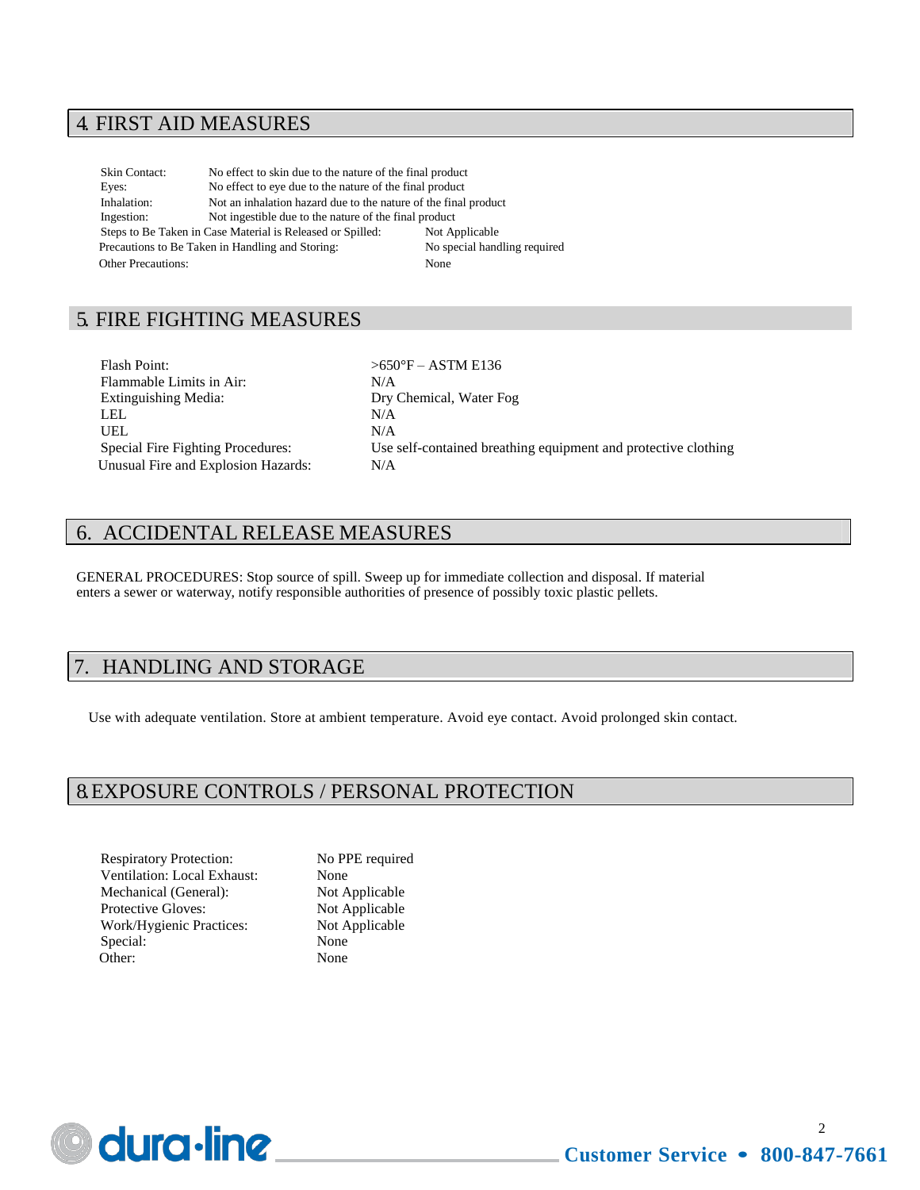## 4. FIRST AID MEASURES

| | |
|---|---|
| Skin Contact: | No effect to skin due to the nature of the final product |
| Eyes: | No effect to eye due to the nature of the final product |
| Inhalation: | Not an inhalation hazard due to the nature of the final product |
| Ingestion: | Not ingestible due to the nature of the final product |
| Steps to Be Taken in Case Material is Released or Spilled: | Not Applicable |
| Precautions to Be Taken in Handling and Storing: | No special handling required |
| Other Precautions: | None |

## 5. FIRE FIGHTING MEASURES

| | |
|---|---|
| Flash Point: | >650°F – ASTM E136 |
| Flammable Limits in Air: | N/A |
| Extinguishing Media: | Dry Chemical, Water Fog |
| LEL | N/A |
| UEL | N/A |
| Special Fire Fighting Procedures: | Use self-contained breathing equipment and protective clothing |
| Unusual Fire and Explosion Hazards: | N/A |

## 6. ACCIDENTAL RELEASE MEASURES

GENERAL PROCEDURES: Stop source of spill. Sweep up for immediate collection and disposal. If material enters a sewer or waterway, notify responsible authorities of presence of possibly toxic plastic pellets.

## 7. HANDLING AND STORAGE

Use with adequate ventilation. Store at ambient temperature. Avoid eye contact. Avoid prolonged skin contact.

## 8. EXPOSURE CONTROLS / PERSONAL PROTECTION

| | |
|---|---|
| Respiratory Protection: | No PPE required |
| Ventilation: Local Exhaust: | None |
| Mechanical (General): | Not Applicable |
| Protective Gloves: | Not Applicable |
| Work/Hygienic Practices: | Not Applicable |
| Special: | None |
| Other: | None |

dura-line Customer Service • 800-847-7661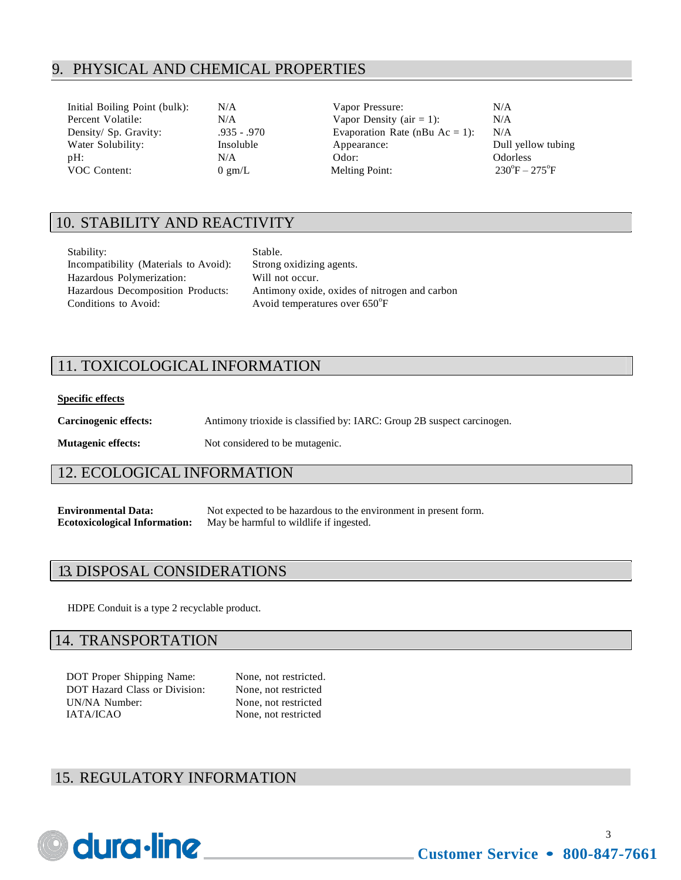## 9. PHYSICAL AND CHEMICAL PROPERTIES

| | | | |
|---|---|---|---|
| Initial Boiling Point (bulk): | N/A | Vapor Pressure: | N/A |
| Percent Volatile: | N/A | Vapor Density (air = 1): | N/A |
| Density/ Sp. Gravity: | .935 - .970 | Evaporation Rate (nBu Ac = 1): | N/A |
| Water Solubility: | Insoluble | Appearance: | Dull yellow tubing |
| pH: | N/A | Odor: | Odorless |
| VOC Content: | 0 gm/L | Melting Point: | 230°F – 275°F |

## 10. STABILITY AND REACTIVITY

| | |
|---|---|
| Stability: | Stable. |
| Incompatibility (Materials to Avoid): | Strong oxidizing agents. |
| Hazardous Polymerization: | Will not occur. |
| Hazardous Decomposition Products: | Antimony oxide, oxides of nitrogen and carbon |
| Conditions to Avoid: | Avoid temperatures over 650°F |

## 11. TOXICOLOGICAL INFORMATION

**Specific effects**

**Carcinogenic effects:** Antimony trioxide is classified by: IARC: Group 2B suspect carcinogen.

**Mutagenic effects:** Not considered to be mutagenic.

## 12. ECOLOGICAL INFORMATION

**Environmental Data:** Not expected to be hazardous to the environment in present form.
**Ecotoxicological Information:** May be harmful to wildlife if ingested.

## 13. DISPOSAL CONSIDERATIONS

HDPE Conduit is a type 2 recyclable product.

## 14. TRANSPORTATION

| | |
|---|---|
| DOT Proper Shipping Name: | None, not restricted. |
| DOT Hazard Class or Division: | None, not restricted |
| UN/NA Number: | None, not restricted |
| IATA/ICAO | None, not restricted |

## 15. REGULATORY INFORMATION

dura-line Customer Service • 800-847-7661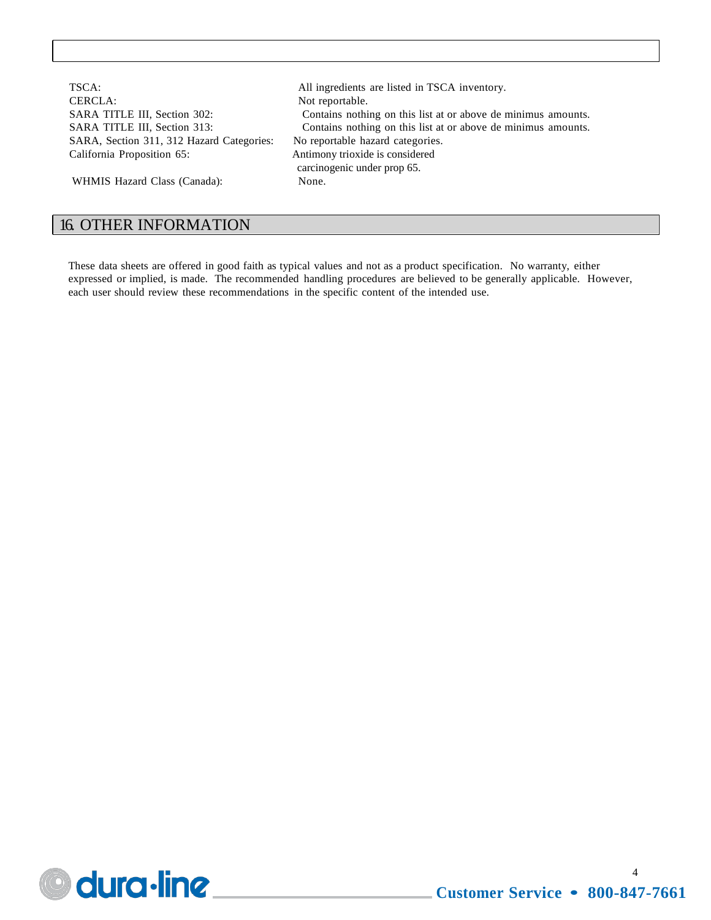| | |
|---|---|
| TSCA: | All ingredients are listed in TSCA inventory. |
| CERCLA: | Not reportable. |
| SARA TITLE III, Section 302: | Contains nothing on this list at or above de minimus amounts. |
| SARA TITLE III, Section 313: | Contains nothing on this list at or above de minimus amounts. |
| SARA, Section 311, 312 Hazard Categories: | No reportable hazard categories. |
| California Proposition 65: | Antimony trioxide is considered carcinogenic under prop 65. |
| WHMIS Hazard Class (Canada): | None. |

## 16. OTHER INFORMATION

These data sheets are offered in good faith as typical values and not as a product specification. No warranty, either expressed or implied, is made. The recommended handling procedures are believed to be generally applicable. However, each user should review these recommendations in the specific content of the intended use.

dura-line

**Customer Service • 800-847-7661**